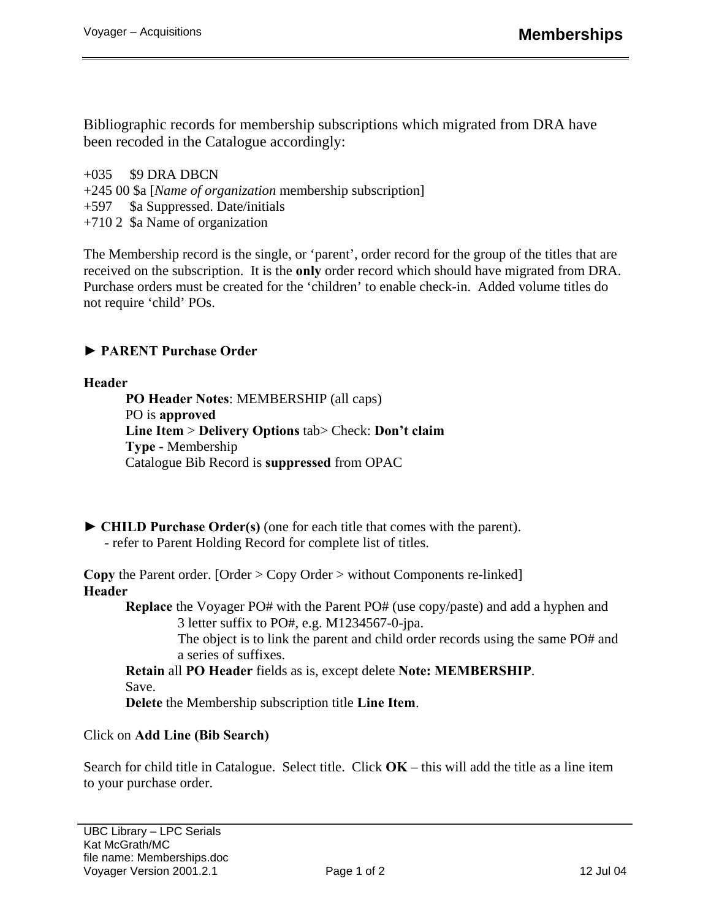Bibliographic records for membership subscriptions which migrated from DRA have been recoded in the Catalogue accordingly:

+035     $9 DRA DBCN
+245 00 $a [*Name of organization* membership subscription]
+597     $a Suppressed. Date/initials
+710 2  $a Name of organization

The Membership record is the single, or 'parent', order record for the group of the titles that are received on the subscription. It is the **only** order record which should have migrated from DRA. Purchase orders must be created for the 'children' to enable check-in. Added volume titles do not require 'child' POs.

### ► PARENT Purchase Order

**Header**

- **PO Header Notes**: MEMBERSHIP (all caps)
- PO is **approved**
- **Line Item** > **Delivery Options** tab> Check: **Don't claim**
- **Type** - Membership
- Catalogue Bib Record is **suppressed** from OPAC

### ► CHILD Purchase Order(s) (one for each title that comes with the parent).

- refer to Parent Holding Record for complete list of titles.

**Copy** the Parent order. [Order > Copy Order > without Components re-linked]

**Header**

- **Replace** the Voyager PO# with the Parent PO# (use copy/paste) and add a hyphen and 3 letter suffix to PO#, e.g. M1234567-0-jpa.
  The object is to link the parent and child order records using the same PO# and a series of suffixes.
- **Retain** all **PO Header** fields as is, except delete **Note: MEMBERSHIP**.
- Save.
- **Delete** the Membership subscription title **Line Item**.

Click on **Add Line (Bib Search)**

Search for child title in Catalogue. Select title. Click **OK** – this will add the title as a line item to your purchase order.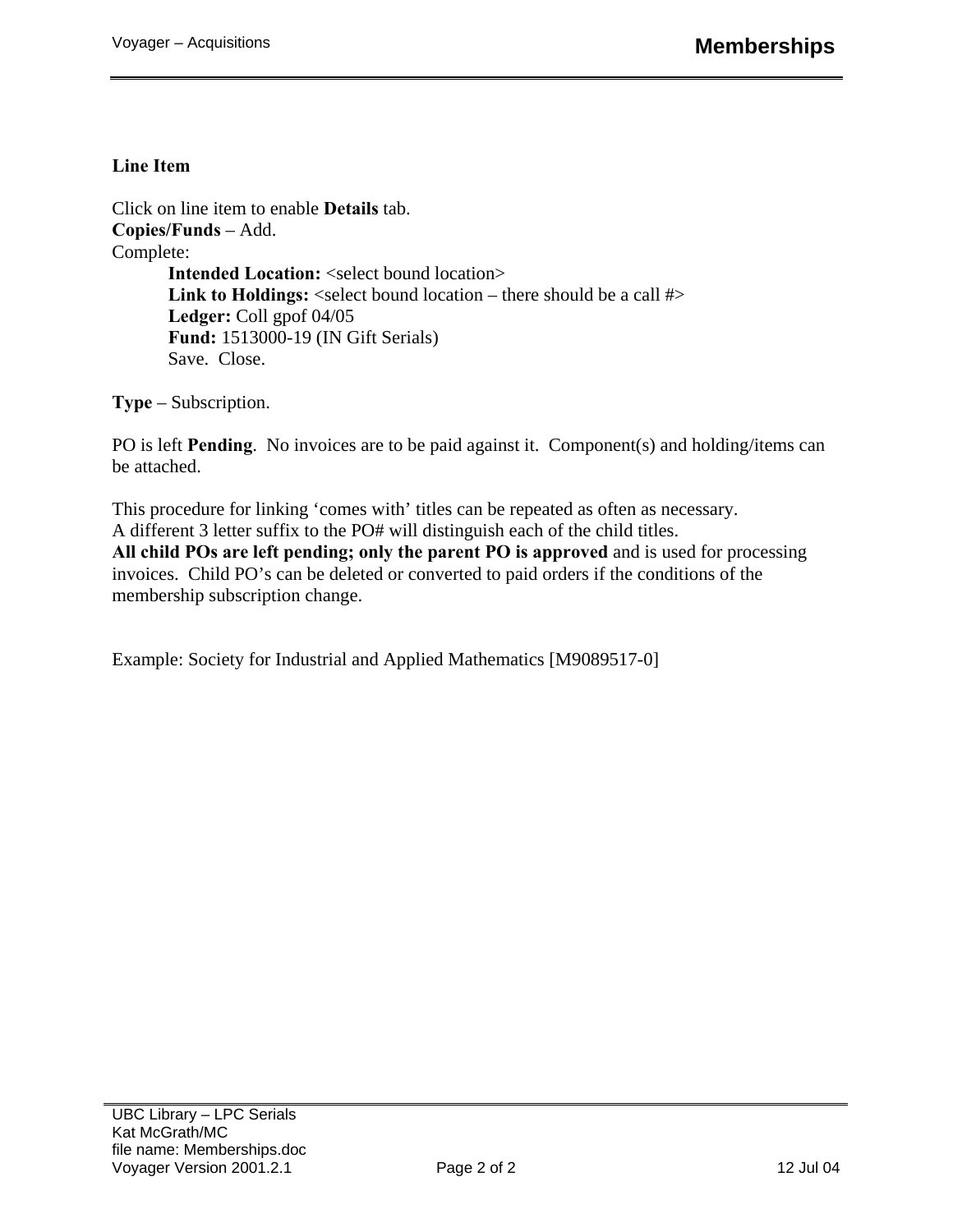### Line Item

Click on line item to enable **Details** tab.
**Copies/Funds** – Add.
Complete:

- **Intended Location:** <select bound location>
- **Link to Holdings:** <select bound location – there should be a call #>
- **Ledger:** Coll gpof 04/05
- **Fund:** 1513000-19 (IN Gift Serials)
- Save. Close.

**Type** – Subscription.

PO is left **Pending**. No invoices are to be paid against it. Component(s) and holding/items can be attached.

This procedure for linking 'comes with' titles can be repeated as often as necessary.
A different 3 letter suffix to the PO# will distinguish each of the child titles.
**All child POs are left pending; only the parent PO is approved** and is used for processing invoices. Child PO's can be deleted or converted to paid orders if the conditions of the membership subscription change.

Example: Society for Industrial and Applied Mathematics [M9089517-0]